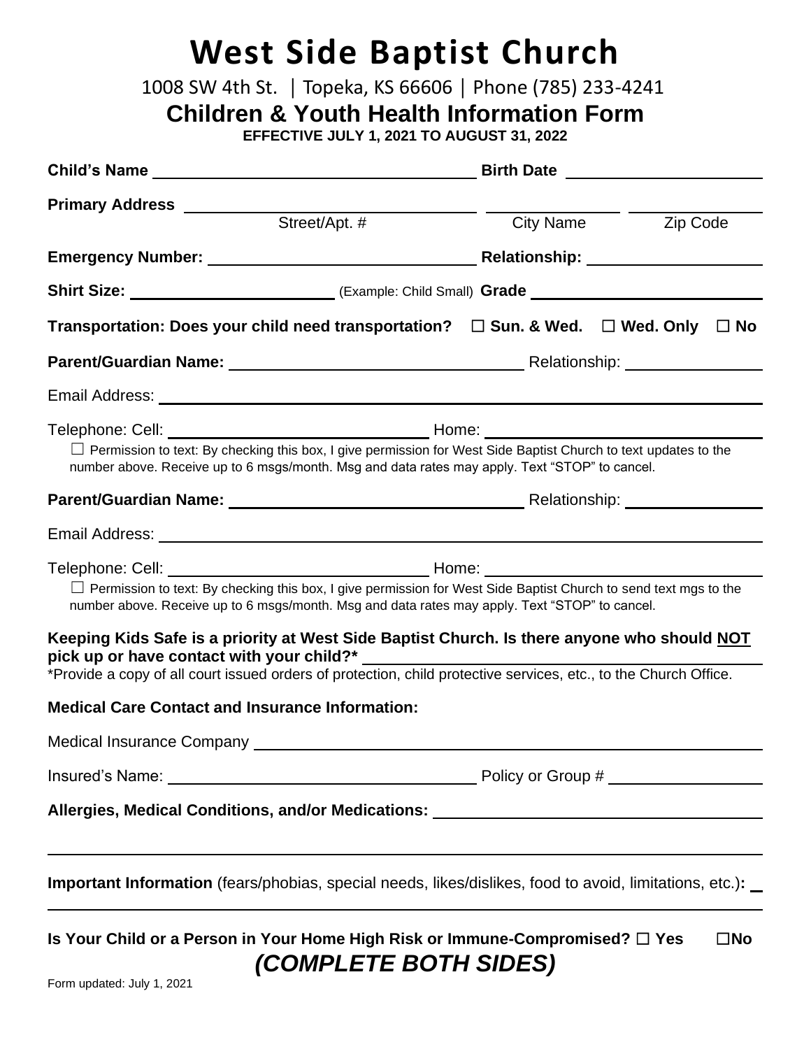# West Side Baptist Church

1008 SW 4th St. │Topeka, KS 66606 │ Phone (785) 233-4241

## Children & Youth Health Information Form

**EFFECTIVE JULY 1, 2021 TO AUGUST 31, 2022**

**Child's Name** ______________________ **Birth Date** ______________

**Primary Address** ______________________ ______________ ______________
Street/Apt. # City Name Zip Code

**Emergency Number:** ______________________ **Relationship:** ______________

**Shirt Size:** ______________ (Example: Child Small) **Grade** ______________

**Transportation: Does your child need transportation? ☐ Sun. & Wed. ☐ Wed. Only ☐ No**

**Parent/Guardian Name:** ______________________ Relationship: ______________

Email Address: ______________________

Telephone: Cell: ______________ Home: ______________

☐ Permission to text: By checking this box, I give permission for West Side Baptist Church to text updates to the number above. Receive up to 6 msgs/month. Msg and data rates may apply. Text "STOP" to cancel.

**Parent/Guardian Name:** ______________________ Relationship: ______________

Email Address: ______________________

Telephone: Cell: ______________ Home: ______________

☐ Permission to text: By checking this box, I give permission for West Side Baptist Church to send text mgs to the number above. Receive up to 6 msgs/month. Msg and data rates may apply. Text "STOP" to cancel.

**Keeping Kids Safe is a priority at West Side Baptist Church. Is there anyone who should NOT pick up or have contact with your child?*** ______________________

*Provide a copy of all court issued orders of protection, child protective services, etc., to the Church Office.

**Medical Care Contact and Insurance Information:**

Medical Insurance Company ______________________

Insured's Name: ______________________ Policy or Group # ______________

**Allergies, Medical Conditions, and/or Medications:** ______________________

______________________

**Important Information** (fears/phobias, special needs, likes/dislikes, food to avoid, limitations, etc.)**:** ______

______________________

**Is Your Child or a Person in Your Home High Risk or Immune-Compromised? ☐ Yes ☐No**

***(COMPLETE BOTH SIDES)***

Form updated: July 1, 2021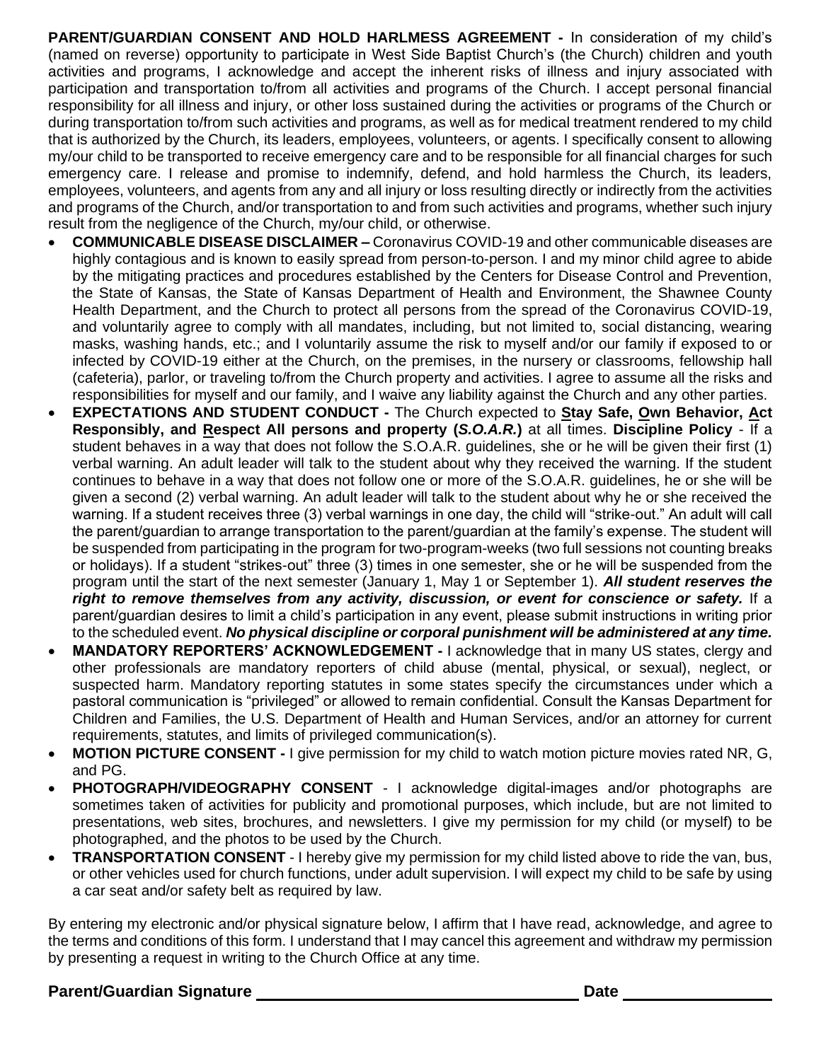**PARENT/GUARDIAN CONSENT AND HOLD HARLMESS AGREEMENT -** In consideration of my child's (named on reverse) opportunity to participate in West Side Baptist Church's (the Church) children and youth activities and programs, I acknowledge and accept the inherent risks of illness and injury associated with participation and transportation to/from all activities and programs of the Church. I accept personal financial responsibility for all illness and injury, or other loss sustained during the activities or programs of the Church or during transportation to/from such activities and programs, as well as for medical treatment rendered to my child that is authorized by the Church, its leaders, employees, volunteers, or agents. I specifically consent to allowing my/our child to be transported to receive emergency care and to be responsible for all financial charges for such emergency care. I release and promise to indemnify, defend, and hold harmless the Church, its leaders, employees, volunteers, and agents from any and all injury or loss resulting directly or indirectly from the activities and programs of the Church, and/or transportation to and from such activities and programs, whether such injury result from the negligence of the Church, my/our child, or otherwise.

- **COMMUNICABLE DISEASE DISCLAIMER –** Coronavirus COVID-19 and other communicable diseases are highly contagious and is known to easily spread from person-to-person. I and my minor child agree to abide by the mitigating practices and procedures established by the Centers for Disease Control and Prevention, the State of Kansas, the State of Kansas Department of Health and Environment, the Shawnee County Health Department, and the Church to protect all persons from the spread of the Coronavirus COVID-19, and voluntarily agree to comply with all mandates, including, but not limited to, social distancing, wearing masks, washing hands, etc.; and I voluntarily assume the risk to myself and/or our family if exposed to or infected by COVID-19 either at the Church, on the premises, in the nursery or classrooms, fellowship hall (cafeteria), parlor, or traveling to/from the Church property and activities. I agree to assume all the risks and responsibilities for myself and our family, and I waive any liability against the Church and any other parties.
- **EXPECTATIONS AND STUDENT CONDUCT -** The Church expected to **Stay Safe, Own Behavior, Act Responsibly, and Respect All persons and property (*S.O.A.R.*)** at all times. **Discipline Policy** - If a student behaves in a way that does not follow the S.O.A.R. guidelines, she or he will be given their first (1) verbal warning. An adult leader will talk to the student about why they received the warning. If the student continues to behave in a way that does not follow one or more of the S.O.A.R. guidelines, he or she will be given a second (2) verbal warning. An adult leader will talk to the student about why he or she received the warning. If a student receives three (3) verbal warnings in one day, the child will "strike-out." An adult will call the parent/guardian to arrange transportation to the parent/guardian at the family's expense. The student will be suspended from participating in the program for two-program-weeks (two full sessions not counting breaks or holidays). If a student "strikes-out" three (3) times in one semester, she or he will be suspended from the program until the start of the next semester (January 1, May 1 or September 1). ***All student reserves the right to remove themselves from any activity, discussion, or event for conscience or safety.*** If a parent/guardian desires to limit a child's participation in any event, please submit instructions in writing prior to the scheduled event. ***No physical discipline or corporal punishment will be administered at any time.***
- **MANDATORY REPORTERS' ACKNOWLEDGEMENT -** I acknowledge that in many US states, clergy and other professionals are mandatory reporters of child abuse (mental, physical, or sexual), neglect, or suspected harm. Mandatory reporting statutes in some states specify the circumstances under which a pastoral communication is "privileged" or allowed to remain confidential. Consult the Kansas Department for Children and Families, the U.S. Department of Health and Human Services, and/or an attorney for current requirements, statutes, and limits of privileged communication(s).
- **MOTION PICTURE CONSENT -** I give permission for my child to watch motion picture movies rated NR, G, and PG.
- **PHOTOGRAPH/VIDEOGRAPHY CONSENT** - I acknowledge digital-images and/or photographs are sometimes taken of activities for publicity and promotional purposes, which include, but are not limited to presentations, web sites, brochures, and newsletters. I give my permission for my child (or myself) to be photographed, and the photos to be used by the Church.
- **TRANSPORTATION CONSENT** - I hereby give my permission for my child listed above to ride the van, bus, or other vehicles used for church functions, under adult supervision. I will expect my child to be safe by using a car seat and/or safety belt as required by law.

By entering my electronic and/or physical signature below, I affirm that I have read, acknowledge, and agree to the terms and conditions of this form. I understand that I may cancel this agreement and withdraw my permission by presenting a request in writing to the Church Office at any time.

**Parent/Guardian Signature** ______________________________ **Date** ______________